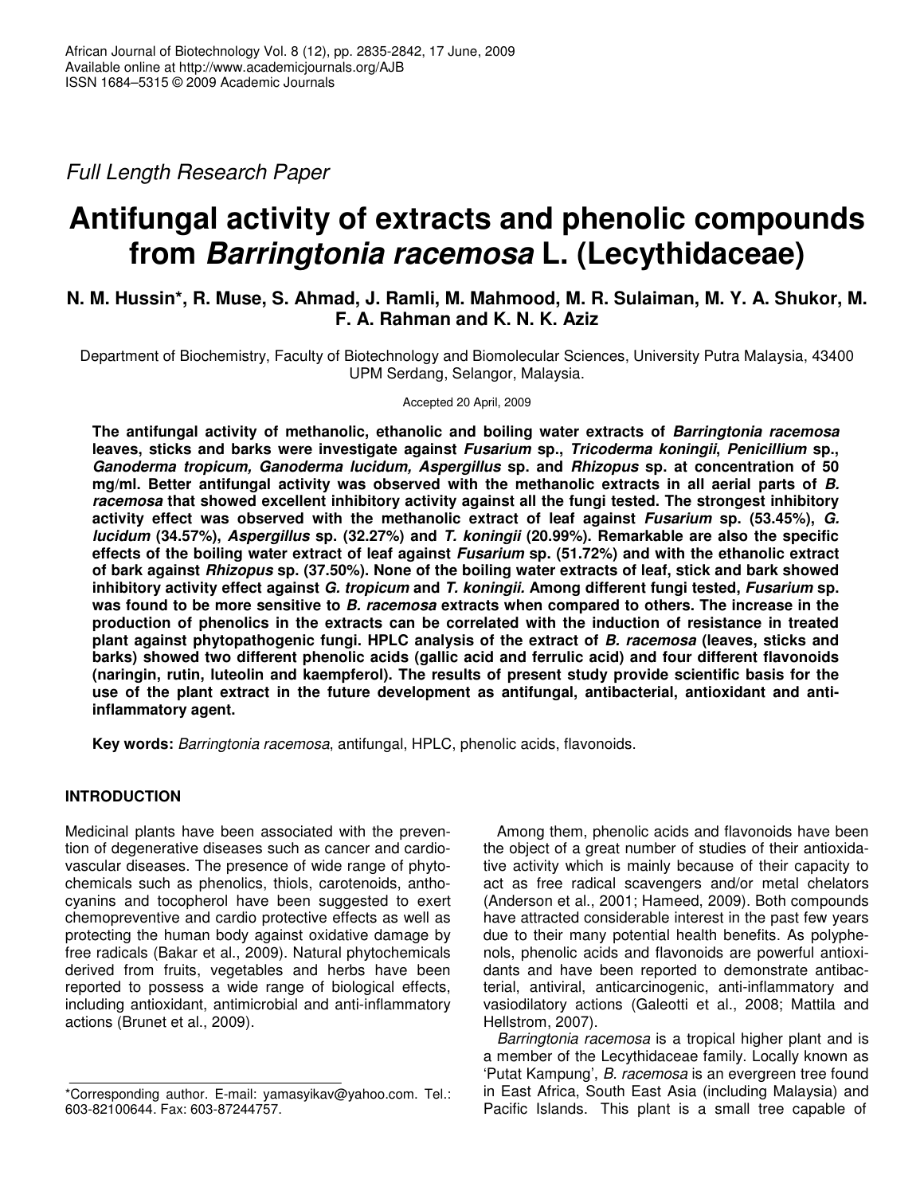*Full Length Research Paper*

# Antifungal activity of extracts and phenolic compounds from *Barringtonia racemosa* L. (Lecythidaceae)

**N. M. Hussin\*, R. Muse, S. Ahmad, J. Ramli, M. Mahmood, M. R. Sulaiman, M. Y. A. Shukor, M. F. A. Rahman and K. N. K. Aziz**

Department of Biochemistry, Faculty of Biotechnology and Biomolecular Sciences, University Putra Malaysia, 43400 UPM Serdang, Selangor, Malaysia.

Accepted 20 April, 2009

**The antifungal activity of methanolic, ethanolic and boiling water extracts of *Barringtonia racemosa* leaves, sticks and barks were investigate against *Fusarium* sp., *Tricoderma koningii*, *Penicillium* sp., *Ganoderma tropicum, Ganoderma lucidum, Aspergillus* sp. and *Rhizopus* sp. at concentration of 50 mg/ml. Better antifungal activity was observed with the methanolic extracts in all aerial parts of *B. racemosa* that showed excellent inhibitory activity against all the fungi tested. The strongest inhibitory activity effect was observed with the methanolic extract of leaf against *Fusarium* sp. (53.45%), *G. lucidum* (34.57%), *Aspergillus* sp. (32.27%) and *T. koningii* (20.99%). Remarkable are also the specific effects of the boiling water extract of leaf against *Fusarium* sp. (51.72%) and with the ethanolic extract of bark against *Rhizopus* sp. (37.50%). None of the boiling water extracts of leaf, stick and bark showed inhibitory activity effect against *G. tropicum* and *T. koningii*. Among different fungi tested, *Fusarium* sp. was found to be more sensitive to *B. racemosa* extracts when compared to others. The increase in the production of phenolics in the extracts can be correlated with the induction of resistance in treated plant against phytopathogenic fungi. HPLC analysis of the extract of *B. racemosa* (leaves, sticks and barks) showed two different phenolic acids (gallic acid and ferrulic acid) and four different flavonoids (naringin, rutin, luteolin and kaempferol). The results of present study provide scientific basis for the use of the plant extract in the future development as antifungal, antibacterial, antioxidant and anti-inflammatory agent.**

**Key words:** *Barringtonia racemosa*, antifungal, HPLC, phenolic acids, flavonoids.

## INTRODUCTION

Medicinal plants have been associated with the prevention of degenerative diseases such as cancer and cardiovascular diseases. The presence of wide range of phytochemicals such as phenolics, thiols, carotenoids, anthocyanins and tocopherol have been suggested to exert chemopreventive and cardio protective effects as well as protecting the human body against oxidative damage by free radicals (Bakar et al., 2009). Natural phytochemicals derived from fruits, vegetables and herbs have been reported to possess a wide range of biological effects, including antioxidant, antimicrobial and anti-inflammatory actions (Brunet et al., 2009).

Among them, phenolic acids and flavonoids have been the object of a great number of studies of their antioxidative activity which is mainly because of their capacity to act as free radical scavengers and/or metal chelators (Anderson et al., 2001; Hameed, 2009). Both compounds have attracted considerable interest in the past few years due to their many potential health benefits. As polyphenols, phenolic acids and flavonoids are powerful antioxidants and have been reported to demonstrate antibacterial, antiviral, anticarcinogenic, anti-inflammatory and vasiodilatory actions (Galeotti et al., 2008; Mattila and Hellstrom, 2007).

*Barringtonia racemosa* is a tropical higher plant and is a member of the Lecythidaceae family. Locally known as 'Putat Kampung', *B. racemosa* is an evergreen tree found in East Africa, South East Asia (including Malaysia) and Pacific Islands. This plant is a small tree capable of

\*Corresponding author. E-mail: yamasyikav@yahoo.com. Tel.: 603-82100644. Fax: 603-87244757.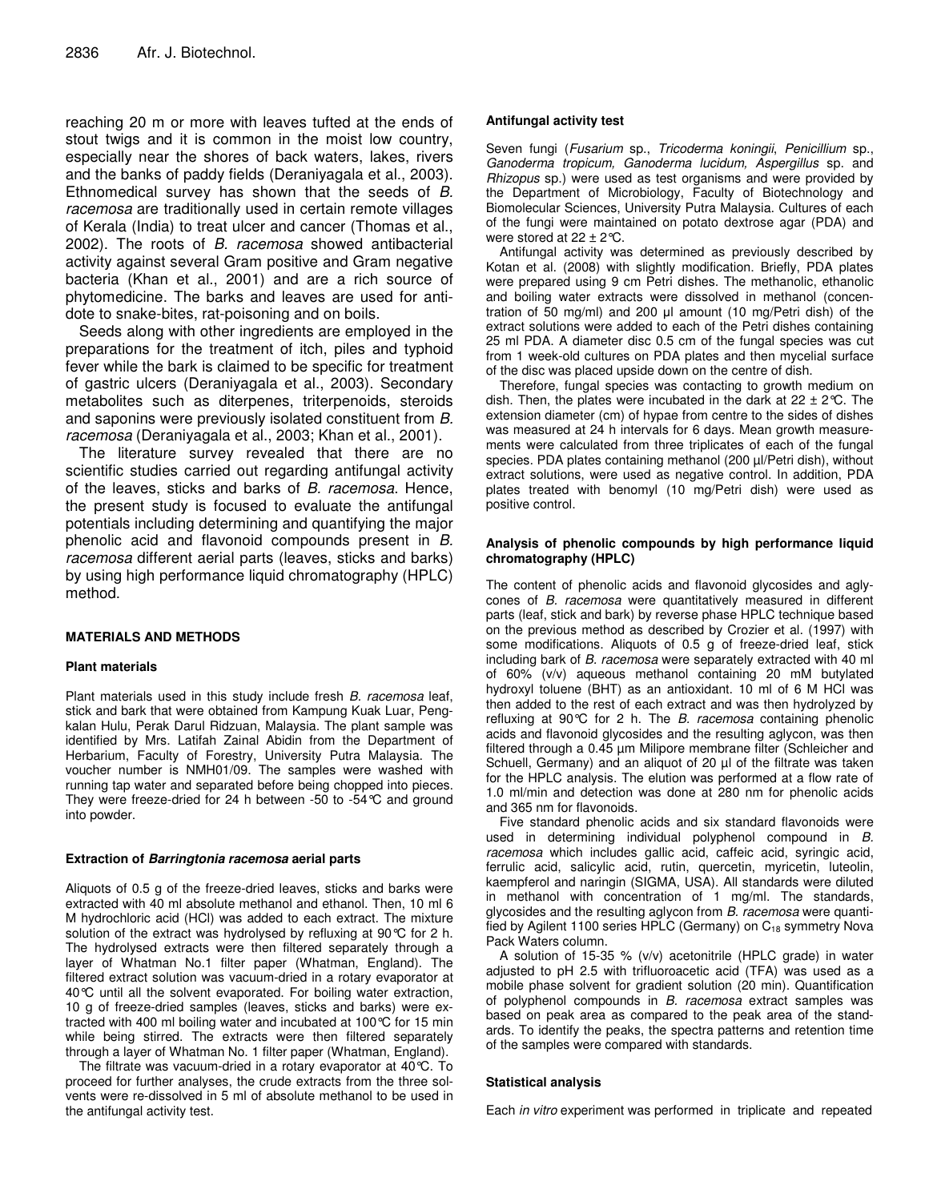reaching 20 m or more with leaves tufted at the ends of stout twigs and it is common in the moist low country, especially near the shores of back waters, lakes, rivers and the banks of paddy fields (Deraniyagala et al., 2003). Ethnomedical survey has shown that the seeds of *B. racemosa* are traditionally used in certain remote villages of Kerala (India) to treat ulcer and cancer (Thomas et al., 2002). The roots of *B. racemosa* showed antibacterial activity against several Gram positive and Gram negative bacteria (Khan et al., 2001) and are a rich source of phytomedicine. The barks and leaves are used for antidote to snake-bites, rat-poisoning and on boils.

Seeds along with other ingredients are employed in the preparations for the treatment of itch, piles and typhoid fever while the bark is claimed to be specific for treatment of gastric ulcers (Deraniyagala et al., 2003). Secondary metabolites such as diterpenes, triterpenoids, steroids and saponins were previously isolated constituent from *B. racemosa* (Deraniyagala et al., 2003; Khan et al., 2001).

The literature survey revealed that there are no scientific studies carried out regarding antifungal activity of the leaves, sticks and barks of *B. racemosa*. Hence, the present study is focused to evaluate the antifungal potentials including determining and quantifying the major phenolic acid and flavonoid compounds present in *B. racemosa* different aerial parts (leaves, sticks and barks) by using high performance liquid chromatography (HPLC) method.

## MATERIALS AND METHODS

### Plant materials

Plant materials used in this study include fresh *B. racemosa* leaf, stick and bark that were obtained from Kampung Kuak Luar, Pengkalan Hulu, Perak Darul Ridzuan, Malaysia. The plant sample was identified by Mrs. Latifah Zainal Abidin from the Department of Herbarium, Faculty of Forestry, University Putra Malaysia. The voucher number is NMH01/09. The samples were washed with running tap water and separated before being chopped into pieces. They were freeze-dried for 24 h between -50 to -54°C and ground into powder.

### Extraction of *Barringtonia racemosa* aerial parts

Aliquots of 0.5 g of the freeze-dried leaves, sticks and barks were extracted with 40 ml absolute methanol and ethanol. Then, 10 ml 6 M hydrochloric acid (HCl) was added to each extract. The mixture solution of the extract was hydrolysed by refluxing at 90°C for 2 h. The hydrolysed extracts were then filtered separately through a layer of Whatman No.1 filter paper (Whatman, England). The filtered extract solution was vacuum-dried in a rotary evaporator at 40°C until all the solvent evaporated. For boiling water extraction, 10 g of freeze-dried samples (leaves, sticks and barks) were extracted with 400 ml boiling water and incubated at 100°C for 15 min while being stirred. The extracts were then filtered separately through a layer of Whatman No. 1 filter paper (Whatman, England).

The filtrate was vacuum-dried in a rotary evaporator at 40°C. To proceed for further analyses, the crude extracts from the three solvents were re-dissolved in 5 ml of absolute methanol to be used in the antifungal activity test.

### Antifungal activity test

Seven fungi (*Fusarium* sp., *Tricoderma koningii*, *Penicillium* sp., *Ganoderma tropicum, Ganoderma lucidum, Aspergillus* sp. and *Rhizopus* sp.) were used as test organisms and were provided by the Department of Microbiology, Faculty of Biotechnology and Biomolecular Sciences, University Putra Malaysia. Cultures of each of the fungi were maintained on potato dextrose agar (PDA) and were stored at 22 ± 2°C.

Antifungal activity was determined as previously described by Kotan et al. (2008) with slightly modification. Briefly, PDA plates were prepared using 9 cm Petri dishes. The methanolic, ethanolic and boiling water extracts were dissolved in methanol (concentration of 50 mg/ml) and 200 µl amount (10 mg/Petri dish) of the extract solutions were added to each of the Petri dishes containing 25 ml PDA. A diameter disc 0.5 cm of the fungal species was cut from 1 week-old cultures on PDA plates and then mycelial surface of the disc was placed upside down on the centre of dish.

Therefore, fungal species was contacting to growth medium on dish. Then, the plates were incubated in the dark at 22 ± 2°C. The extension diameter (cm) of hypae from centre to the sides of dishes was measured at 24 h intervals for 6 days. Mean growth measurements were calculated from three triplicates of each of the fungal species. PDA plates containing methanol (200 µl/Petri dish), without extract solutions, were used as negative control. In addition, PDA plates treated with benomyl (10 mg/Petri dish) were used as positive control.

### Analysis of phenolic compounds by high performance liquid chromatography (HPLC)

The content of phenolic acids and flavonoid glycosides and aglycones of *B. racemosa* were quantitatively measured in different parts (leaf, stick and bark) by reverse phase HPLC technique based on the previous method as described by Crozier et al. (1997) with some modifications. Aliquots of 0.5 g of freeze-dried leaf, stick including bark of *B. racemosa* were separately extracted with 40 ml of 60% (v/v) aqueous methanol containing 20 mM butylated hydroxyl toluene (BHT) as an antioxidant. 10 ml of 6 M HCl was then added to the rest of each extract and was then hydrolyzed by refluxing at 90°C for 2 h. The *B. racemosa* containing phenolic acids and flavonoid glycosides and the resulting aglycon, was then filtered through a 0.45 µm Milipore membrane filter (Schleicher and Schuell, Germany) and an aliquot of 20 µl of the filtrate was taken for the HPLC analysis. The elution was performed at a flow rate of 1.0 ml/min and detection was done at 280 nm for phenolic acids and 365 nm for flavonoids.

Five standard phenolic acids and six standard flavonoids were used in determining individual polyphenol compound in *B. racemosa* which includes gallic acid, caffeic acid, syringic acid, ferrulic acid, salicylic acid, rutin, quercetin, myricetin, luteolin, kaempferol and naringin (SIGMA, USA). All standards were diluted in methanol with concentration of 1 mg/ml. The standards, glycosides and the resulting aglycon from *B. racemosa* were quantified by Agilent 1100 series HPLC (Germany) on $C_{18}$ symmetry Nova Pack Waters column.

A solution of 15-35 % (v/v) acetonitrile (HPLC grade) in water adjusted to pH 2.5 with trifluoroacetic acid (TFA) was used as a mobile phase solvent for gradient solution (20 min). Quantification of polyphenol compounds in *B. racemosa* extract samples was based on peak area as compared to the peak area of the standards. To identify the peaks, the spectra patterns and retention time of the samples were compared with standards.

### Statistical analysis

Each *in vitro* experiment was performed in triplicate and repeated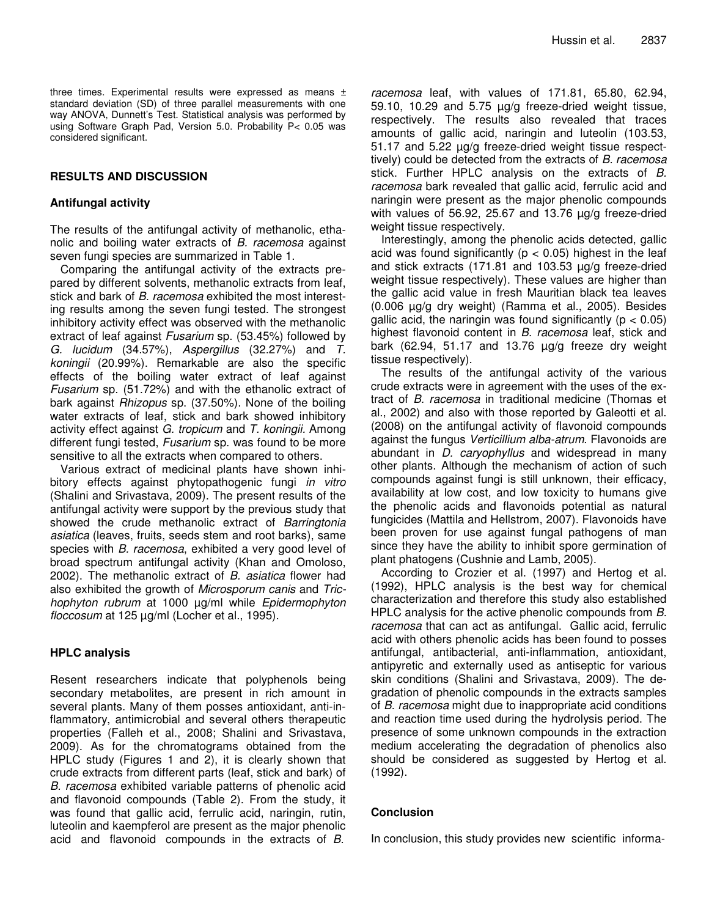three times. Experimental results were expressed as means ± standard deviation (SD) of three parallel measurements with one way ANOVA, Dunnett's Test. Statistical analysis was performed by using Software Graph Pad, Version 5.0. Probability P< 0.05 was considered significant.

## RESULTS AND DISCUSSION

### Antifungal activity

The results of the antifungal activity of methanolic, ethanolic and boiling water extracts of *B. racemosa* against seven fungi species are summarized in Table 1.

Comparing the antifungal activity of the extracts prepared by different solvents, methanolic extracts from leaf, stick and bark of *B. racemosa* exhibited the most interesting results among the seven fungi tested. The strongest inhibitory activity effect was observed with the methanolic extract of leaf against *Fusarium* sp. (53.45%) followed by *G. lucidum* (34.57%), *Aspergillus* (32.27%) and *T. koningii* (20.99%). Remarkable are also the specific effects of the boiling water extract of leaf against *Fusarium* sp. (51.72%) and with the ethanolic extract of bark against *Rhizopus* sp. (37.50%). None of the boiling water extracts of leaf, stick and bark showed inhibitory activity effect against *G. tropicum* and *T. koningii*. Among different fungi tested, *Fusarium* sp. was found to be more sensitive to all the extracts when compared to others.

Various extract of medicinal plants have shown inhibitory effects against phytopathogenic fungi *in vitro* (Shalini and Srivastava, 2009). The present results of the antifungal activity were support by the previous study that showed the crude methanolic extract of *Barringtonia asiatica* (leaves, fruits, seeds stem and root barks), same species with *B. racemosa*, exhibited a very good level of broad spectrum antifungal activity (Khan and Omoloso, 2002). The methanolic extract of *B. asiatica* flower had also exhibited the growth of *Microsporum canis* and *Trichophyton rubrum* at 1000 µg/ml while *Epidermophyton floccosum* at 125 µg/ml (Locher et al., 1995).

### HPLC analysis

Resent researchers indicate that polyphenols being secondary metabolites, are present in rich amount in several plants. Many of them posses antioxidant, anti-inflammatory, antimicrobial and several others therapeutic properties (Falleh et al., 2008; Shalini and Srivastava, 2009). As for the chromatograms obtained from the HPLC study (Figures 1 and 2), it is clearly shown that crude extracts from different parts (leaf, stick and bark) of *B. racemosa* exhibited variable patterns of phenolic acid and flavonoid compounds (Table 2). From the study, it was found that gallic acid, ferrulic acid, naringin, rutin, luteolin and kaempferol are present as the major phenolic acid and flavonoid compounds in the extracts of *B. racemosa* leaf, with values of 171.81, 65.80, 62.94, 59.10, 10.29 and 5.75 µg/g freeze-dried weight tissue, respectively. The results also revealed that traces amounts of gallic acid, naringin and luteolin (103.53, 51.17 and 5.22 µg/g freeze-dried weight tissue respecttively) could be detected from the extracts of *B. racemosa* stick. Further HPLC analysis on the extracts of *B. racemosa* bark revealed that gallic acid, ferrulic acid and naringin were present as the major phenolic compounds with values of 56.92, 25.67 and 13.76 µg/g freeze-dried weight tissue respectively.

Interestingly, among the phenolic acids detected, gallic acid was found significantly ($p < 0.05$) highest in the leaf and stick extracts (171.81 and 103.53 µg/g freeze-dried weight tissue respectively). These values are higher than the gallic acid value in fresh Mauritian black tea leaves (0.006 µg/g dry weight) (Ramma et al., 2005). Besides gallic acid, the naringin was found significantly ($p < 0.05$) highest flavonoid content in *B. racemosa* leaf, stick and bark (62.94, 51.17 and 13.76 µg/g freeze dry weight tissue respectively).

The results of the antifungal activity of the various crude extracts were in agreement with the uses of the extract of *B. racemosa* in traditional medicine (Thomas et al., 2002) and also with those reported by Galeotti et al. (2008) on the antifungal activity of flavonoid compounds against the fungus *Verticillium alba-atrum*. Flavonoids are abundant in *D. caryophyllus* and widespread in many other plants. Although the mechanism of action of such compounds against fungi is still unknown, their efficacy, availability at low cost, and low toxicity to humans give the phenolic acids and flavonoids potential as natural fungicides (Mattila and Hellstrom, 2007). Flavonoids have been proven for use against fungal pathogens of man since they have the ability to inhibit spore germination of plant phatogens (Cushnie and Lamb, 2005).

According to Crozier et al. (1997) and Hertog et al. (1992), HPLC analysis is the best way for chemical characterization and therefore this study also established HPLC analysis for the active phenolic compounds from *B. racemosa* that can act as antifungal. Gallic acid, ferrulic acid with others phenolic acids has been found to posses antifungal, antibacterial, anti-inflammation, antioxidant, antipyretic and externally used as antiseptic for various skin conditions (Shalini and Srivastava, 2009). The degradation of phenolic compounds in the extracts samples of *B. racemosa* might due to inappropriate acid conditions and reaction time used during the hydrolysis period. The presence of some unknown compounds in the extraction medium accelerating the degradation of phenolics also should be considered as suggested by Hertog et al. (1992).

### Conclusion

In conclusion, this study provides new scientific informa-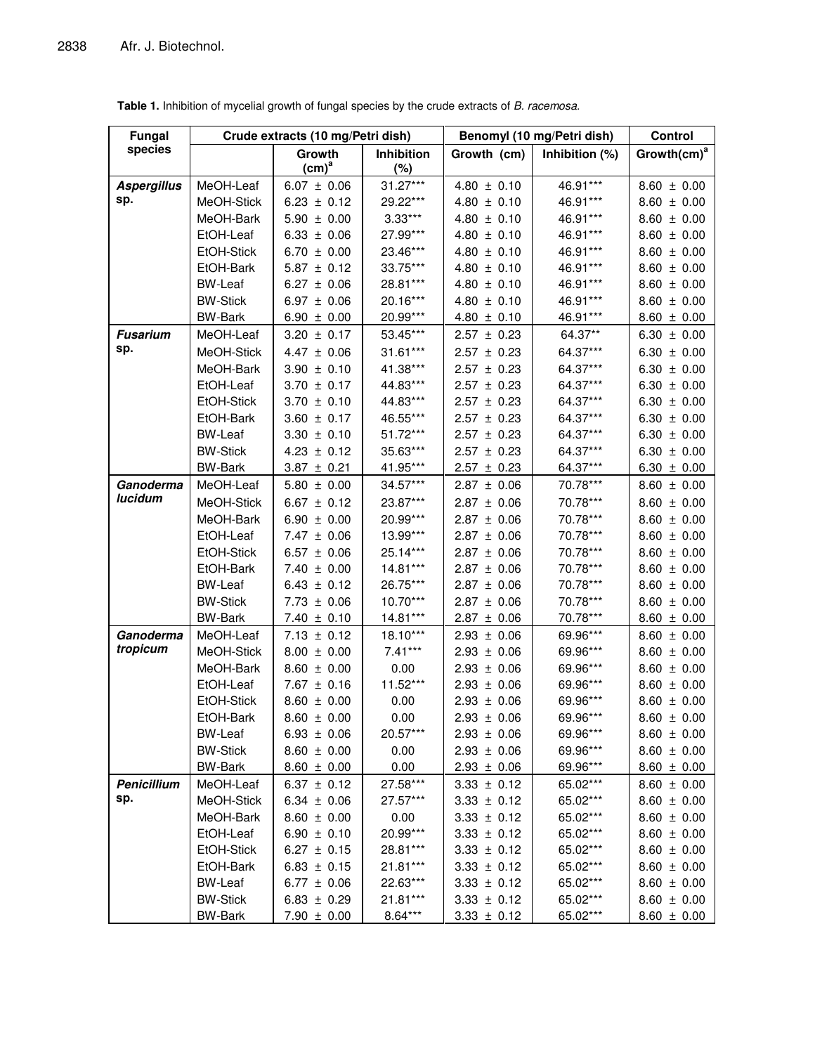**Table 1.** Inhibition of mycelial growth of fungal species by the crude extracts of *B. racemosa*.

| Fungal species | Crude extracts (10 mg/Petri dish) | | | Benomyl (10 mg/Petri dish) | | Control |
|---|---|---|---|---|---|---|
| | | Growth (cm)[a] | Inhibition (%) | Growth (cm) | Inhibition (%) | Growth(cm)[a] |
| ***Aspergillus* sp.** | MeOH-Leaf | 6.07 ± 0.06 | 31.27*** | 4.80 ± 0.10 | 46.91*** | 8.60 ± 0.00 |
| | MeOH-Stick | 6.23 ± 0.12 | 29.22*** | 4.80 ± 0.10 | 46.91*** | 8.60 ± 0.00 |
| | MeOH-Bark | 5.90 ± 0.00 | 3.33*** | 4.80 ± 0.10 | 46.91*** | 8.60 ± 0.00 |
| | EtOH-Leaf | 6.33 ± 0.06 | 27.99*** | 4.80 ± 0.10 | 46.91*** | 8.60 ± 0.00 |
| | EtOH-Stick | 6.70 ± 0.00 | 23.46*** | 4.80 ± 0.10 | 46.91*** | 8.60 ± 0.00 |
| | EtOH-Bark | 5.87 ± 0.12 | 33.75*** | 4.80 ± 0.10 | 46.91*** | 8.60 ± 0.00 |
| | BW-Leaf | 6.27 ± 0.06 | 28.81*** | 4.80 ± 0.10 | 46.91*** | 8.60 ± 0.00 |
| | BW-Stick | 6.97 ± 0.06 | 20.16*** | 4.80 ± 0.10 | 46.91*** | 8.60 ± 0.00 |
| | BW-Bark | 6.90 ± 0.00 | 20.99*** | 4.80 ± 0.10 | 46.91*** | 8.60 ± 0.00 |
| ***Fusarium* sp.** | MeOH-Leaf | 3.20 ± 0.17 | 53.45*** | 2.57 ± 0.23 | 64.37** | 6.30 ± 0.00 |
| | MeOH-Stick | 4.47 ± 0.06 | 31.61*** | 2.57 ± 0.23 | 64.37*** | 6.30 ± 0.00 |
| | MeOH-Bark | 3.90 ± 0.10 | 41.38*** | 2.57 ± 0.23 | 64.37*** | 6.30 ± 0.00 |
| | EtOH-Leaf | 3.70 ± 0.17 | 44.83*** | 2.57 ± 0.23 | 64.37*** | 6.30 ± 0.00 |
| | EtOH-Stick | 3.70 ± 0.10 | 44.83*** | 2.57 ± 0.23 | 64.37*** | 6.30 ± 0.00 |
| | EtOH-Bark | 3.60 ± 0.17 | 46.55*** | 2.57 ± 0.23 | 64.37*** | 6.30 ± 0.00 |
| | BW-Leaf | 3.30 ± 0.10 | 51.72*** | 2.57 ± 0.23 | 64.37*** | 6.30 ± 0.00 |
| | BW-Stick | 4.23 ± 0.12 | 35.63*** | 2.57 ± 0.23 | 64.37*** | 6.30 ± 0.00 |
| | BW-Bark | 3.87 ± 0.21 | 41.95*** | 2.57 ± 0.23 | 64.37*** | 6.30 ± 0.00 |
| ***Ganoderma lucidum*** | MeOH-Leaf | 5.80 ± 0.00 | 34.57*** | 2.87 ± 0.06 | 70.78*** | 8.60 ± 0.00 |
| | MeOH-Stick | 6.67 ± 0.12 | 23.87*** | 2.87 ± 0.06 | 70.78*** | 8.60 ± 0.00 |
| | MeOH-Bark | 6.90 ± 0.00 | 20.99*** | 2.87 ± 0.06 | 70.78*** | 8.60 ± 0.00 |
| | EtOH-Leaf | 7.47 ± 0.06 | 13.99*** | 2.87 ± 0.06 | 70.78*** | 8.60 ± 0.00 |
| | EtOH-Stick | 6.57 ± 0.06 | 25.14*** | 2.87 ± 0.06 | 70.78*** | 8.60 ± 0.00 |
| | EtOH-Bark | 7.40 ± 0.00 | 14.81*** | 2.87 ± 0.06 | 70.78*** | 8.60 ± 0.00 |
| | BW-Leaf | 6.43 ± 0.12 | 26.75*** | 2.87 ± 0.06 | 70.78*** | 8.60 ± 0.00 |
| | BW-Stick | 7.73 ± 0.06 | 10.70*** | 2.87 ± 0.06 | 70.78*** | 8.60 ± 0.00 |
| | BW-Bark | 7.40 ± 0.10 | 14.81*** | 2.87 ± 0.06 | 70.78*** | 8.60 ± 0.00 |
| ***Ganoderma tropicum*** | MeOH-Leaf | 7.13 ± 0.12 | 18.10*** | 2.93 ± 0.06 | 69.96*** | 8.60 ± 0.00 |
| | MeOH-Stick | 8.00 ± 0.00 | 7.41*** | 2.93 ± 0.06 | 69.96*** | 8.60 ± 0.00 |
| | MeOH-Bark | 8.60 ± 0.00 | 0.00 | 2.93 ± 0.06 | 69.96*** | 8.60 ± 0.00 |
| | EtOH-Leaf | 7.67 ± 0.16 | 11.52*** | 2.93 ± 0.06 | 69.96*** | 8.60 ± 0.00 |
| | EtOH-Stick | 8.60 ± 0.00 | 0.00 | 2.93 ± 0.06 | 69.96*** | 8.60 ± 0.00 |
| | EtOH-Bark | 8.60 ± 0.00 | 0.00 | 2.93 ± 0.06 | 69.96*** | 8.60 ± 0.00 |
| | BW-Leaf | 6.93 ± 0.06 | 20.57*** | 2.93 ± 0.06 | 69.96*** | 8.60 ± 0.00 |
| | BW-Stick | 8.60 ± 0.00 | 0.00 | 2.93 ± 0.06 | 69.96*** | 8.60 ± 0.00 |
| | BW-Bark | 8.60 ± 0.00 | 0.00 | 2.93 ± 0.06 | 69.96*** | 8.60 ± 0.00 |
| ***Penicillium* sp.** | MeOH-Leaf | 6.37 ± 0.12 | 27.58*** | 3.33 ± 0.12 | 65.02*** | 8.60 ± 0.00 |
| | MeOH-Stick | 6.34 ± 0.06 | 27.57*** | 3.33 ± 0.12 | 65.02*** | 8.60 ± 0.00 |
| | MeOH-Bark | 8.60 ± 0.00 | 0.00 | 3.33 ± 0.12 | 65.02*** | 8.60 ± 0.00 |
| | EtOH-Leaf | 6.90 ± 0.10 | 20.99*** | 3.33 ± 0.12 | 65.02*** | 8.60 ± 0.00 |
| | EtOH-Stick | 6.27 ± 0.15 | 28.81*** | 3.33 ± 0.12 | 65.02*** | 8.60 ± 0.00 |
| | EtOH-Bark | 6.83 ± 0.15 | 21.81*** | 3.33 ± 0.12 | 65.02*** | 8.60 ± 0.00 |
| | BW-Leaf | 6.77 ± 0.06 | 22.63*** | 3.33 ± 0.12 | 65.02*** | 8.60 ± 0.00 |
| | BW-Stick | 6.83 ± 0.29 | 21.81*** | 3.33 ± 0.12 | 65.02*** | 8.60 ± 0.00 |
| | BW-Bark | 7.90 ± 0.00 | 8.64*** | 3.33 ± 0.12 | 65.02*** | 8.60 ± 0.00 |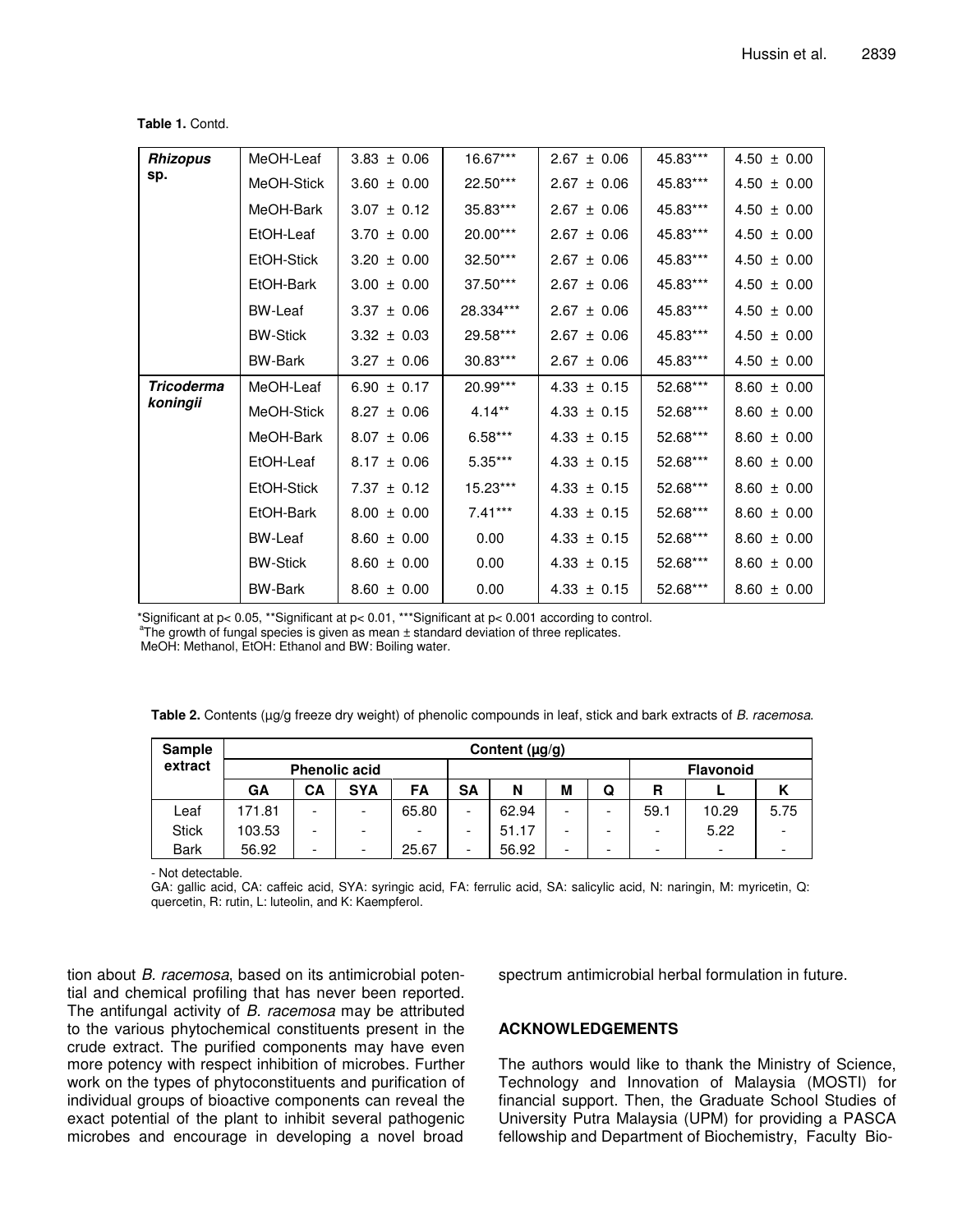**Table 1.** Contd.

| | | | | | | |
|---|---|---|---|---|---|---|
| ***Rhizopus* sp.** | MeOH-Leaf | 3.83 ± 0.06 | 16.67*** | 2.67 ± 0.06 | 45.83*** | 4.50 ± 0.00 |
| | MeOH-Stick | 3.60 ± 0.00 | 22.50*** | 2.67 ± 0.06 | 45.83*** | 4.50 ± 0.00 |
| | MeOH-Bark | 3.07 ± 0.12 | 35.83*** | 2.67 ± 0.06 | 45.83*** | 4.50 ± 0.00 |
| | EtOH-Leaf | 3.70 ± 0.00 | 20.00*** | 2.67 ± 0.06 | 45.83*** | 4.50 ± 0.00 |
| | EtOH-Stick | 3.20 ± 0.00 | 32.50*** | 2.67 ± 0.06 | 45.83*** | 4.50 ± 0.00 |
| | EtOH-Bark | 3.00 ± 0.00 | 37.50*** | 2.67 ± 0.06 | 45.83*** | 4.50 ± 0.00 |
| | BW-Leaf | 3.37 ± 0.06 | 28.334*** | 2.67 ± 0.06 | 45.83*** | 4.50 ± 0.00 |
| | BW-Stick | 3.32 ± 0.03 | 29.58*** | 2.67 ± 0.06 | 45.83*** | 4.50 ± 0.00 |
| | BW-Bark | 3.27 ± 0.06 | 30.83*** | 2.67 ± 0.06 | 45.83*** | 4.50 ± 0.00 |
| ***Tricoderma koningii*** | MeOH-Leaf | 6.90 ± 0.17 | 20.99*** | 4.33 ± 0.15 | 52.68*** | 8.60 ± 0.00 |
| | MeOH-Stick | 8.27 ± 0.06 | 4.14** | 4.33 ± 0.15 | 52.68*** | 8.60 ± 0.00 |
| | MeOH-Bark | 8.07 ± 0.06 | 6.58*** | 4.33 ± 0.15 | 52.68*** | 8.60 ± 0.00 |
| | EtOH-Leaf | 8.17 ± 0.06 | 5.35*** | 4.33 ± 0.15 | 52.68*** | 8.60 ± 0.00 |
| | EtOH-Stick | 7.37 ± 0.12 | 15.23*** | 4.33 ± 0.15 | 52.68*** | 8.60 ± 0.00 |
| | EtOH-Bark | 8.00 ± 0.00 | 7.41*** | 4.33 ± 0.15 | 52.68*** | 8.60 ± 0.00 |
| | BW-Leaf | 8.60 ± 0.00 | 0.00 | 4.33 ± 0.15 | 52.68*** | 8.60 ± 0.00 |
| | BW-Stick | 8.60 ± 0.00 | 0.00 | 4.33 ± 0.15 | 52.68*** | 8.60 ± 0.00 |
| | BW-Bark | 8.60 ± 0.00 | 0.00 | 4.33 ± 0.15 | 52.68*** | 8.60 ± 0.00 |

*Significant at $p< 0.05$, **Significant at $p< 0.01$, ***Significant at $p< 0.001$ according to control.
[a]The growth of fungal species is given as mean ± standard deviation of three replicates.
MeOH: Methanol, EtOH: Ethanol and BW: Boiling water.

**Table 2.** Contents (µg/g freeze dry weight) of phenolic compounds in leaf, stick and bark extracts of *B. racemosa*.

| Sample extract | Content (µg/g) | | | | | | | | | | |
|---|---|---|---|---|---|---|---|---|---|---|---|
| | Phenolic acid | | | | | | | | Flavonoid | | |
| | GA | CA | SYA | FA | SA | N | M | Q | R | L | K |
| Leaf | 171.81 | - | - | 65.80 | - | 62.94 | - | - | 59.1 | 10.29 | 5.75 |
| Stick | 103.53 | - | - | - | - | 51.17 | - | - | - | 5.22 | - |
| Bark | 56.92 | - | - | 25.67 | - | 56.92 | - | - | - | - | - |

- Not detectable.
GA: gallic acid, CA: caffeic acid, SYA: syringic acid, FA: ferrulic acid, SA: salicylic acid, N: naringin, M: myricetin, Q: quercetin, R: rutin, L: luteolin, and K: Kaempferol.

tion about *B. racemosa*, based on its antimicrobial potential and chemical profiling that has never been reported. The antifungal activity of *B. racemosa* may be attributed to the various phytochemical constituents present in the crude extract. The purified components may have even more potency with respect inhibition of microbes. Further work on the types of phytoconstituents and purification of individual groups of bioactive components can reveal the exact potential of the plant to inhibit several pathogenic microbes and encourage in developing a novel broad spectrum antimicrobial herbal formulation in future.

## ACKNOWLEDGEMENTS

The authors would like to thank the Ministry of Science, Technology and Innovation of Malaysia (MOSTI) for financial support. Then, the Graduate School Studies of University Putra Malaysia (UPM) for providing a PASCA fellowship and Department of Biochemistry, Faculty Bio-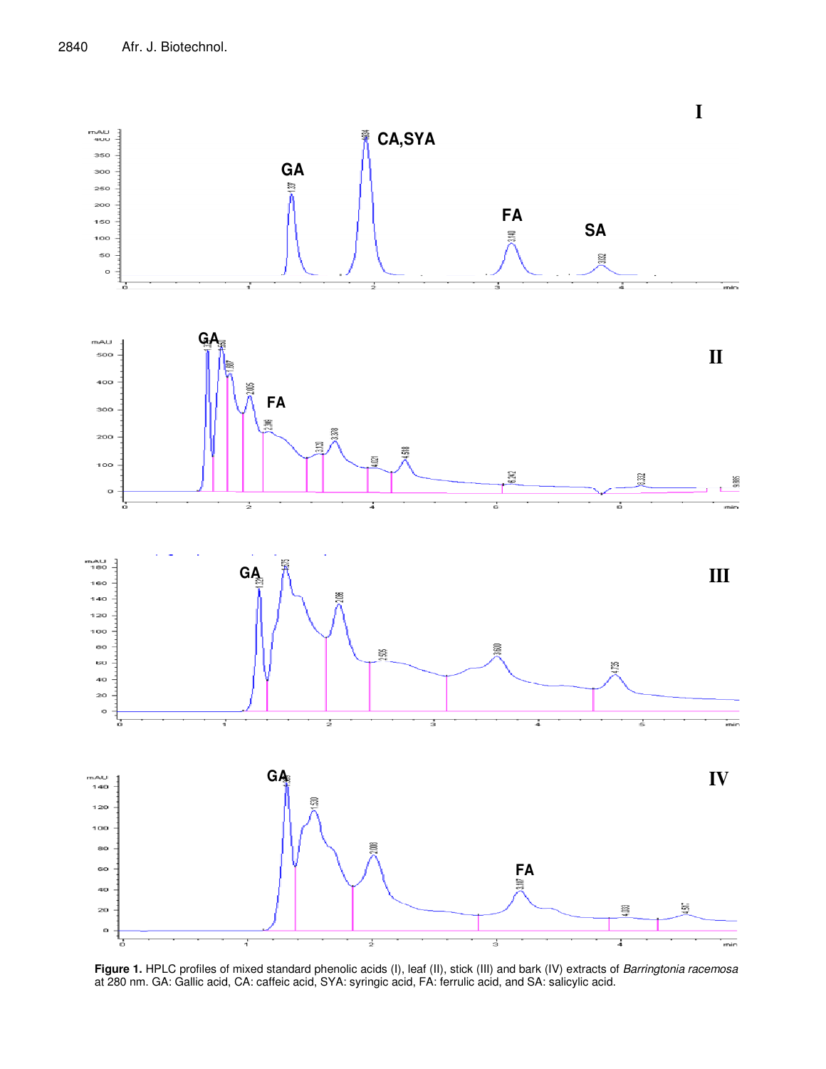**Figure 1.** HPLC profiles of mixed standard phenolic acids (I), leaf (II), stick (III) and bark (IV) extracts of *Barringtonia racemosa* at 280 nm. GA: Gallic acid, CA: caffeic acid, SYA: syringic acid, FA: ferrulic acid, and SA: salicylic acid.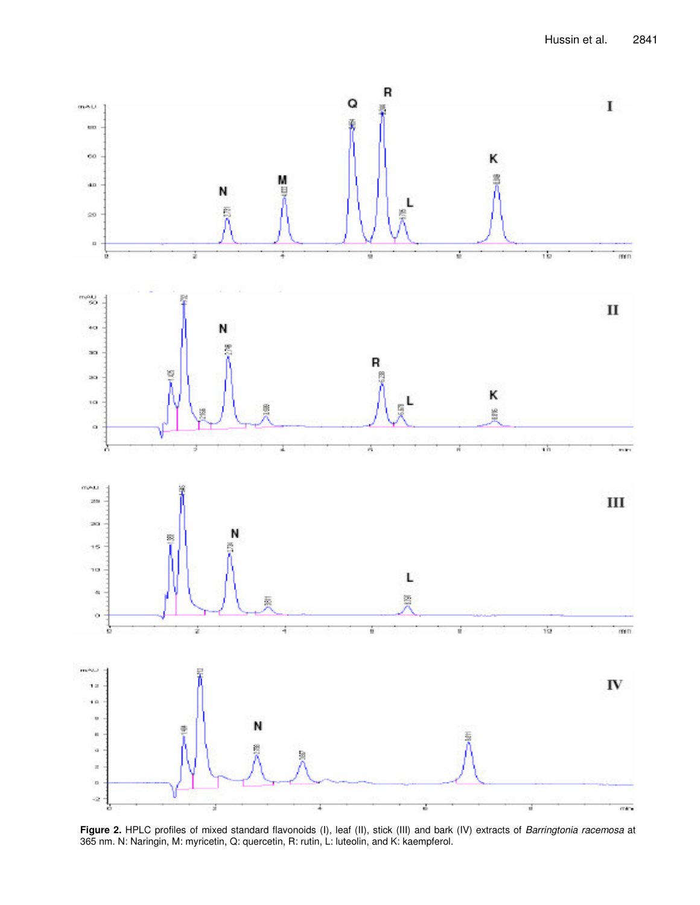**Figure 2.** HPLC profiles of mixed standard flavonoids (I), leaf (II), stick (III) and bark (IV) extracts of *Barringtonia racemosa* at 365 nm. N: Naringin, M: myricetin, Q: quercetin, R: rutin, L: luteolin, and K: kaempferol.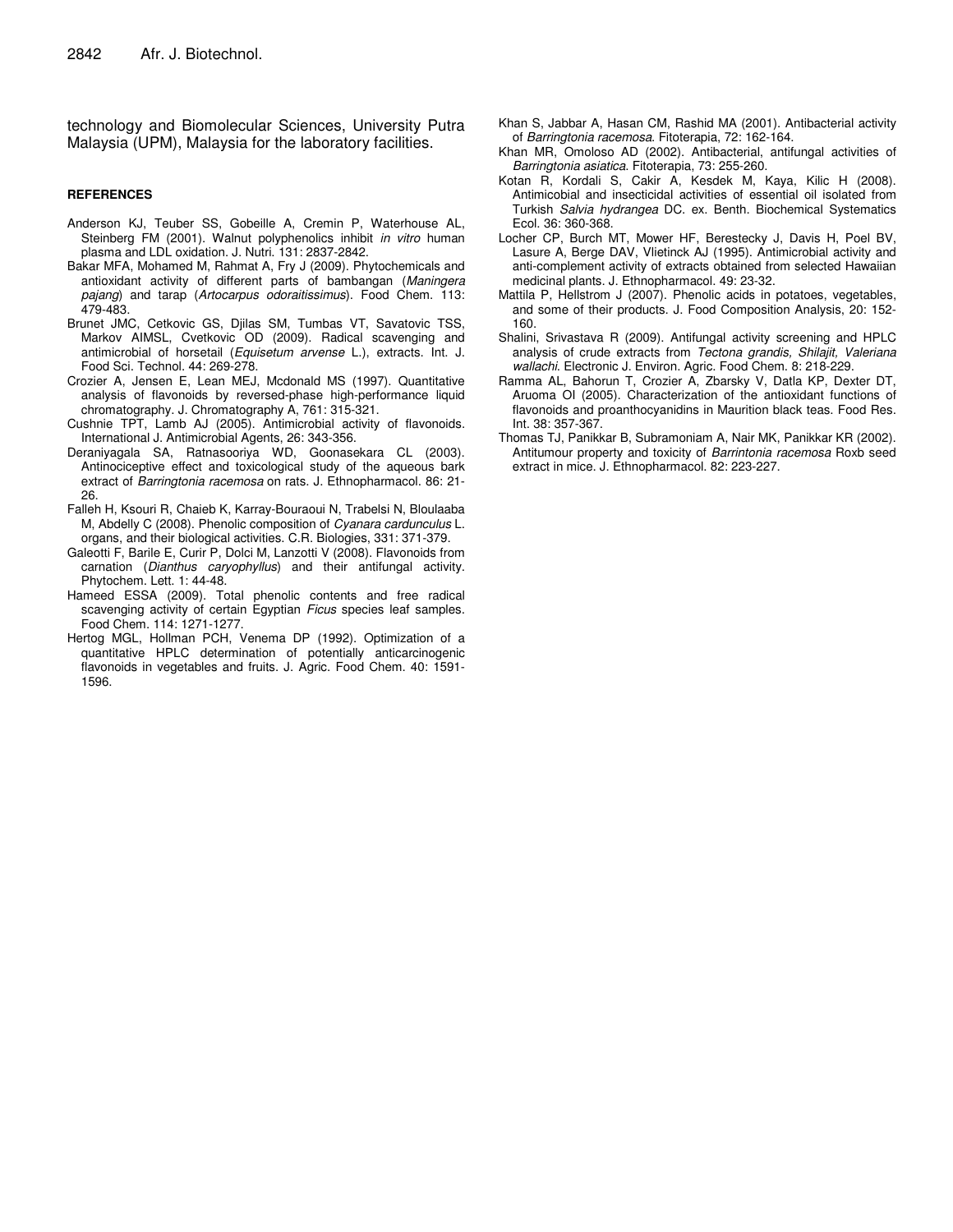technology and Biomolecular Sciences, University Putra Malaysia (UPM), Malaysia for the laboratory facilities.

**REFERENCES**

Anderson KJ, Teuber SS, Gobeille A, Cremin P, Waterhouse AL, Steinberg FM (2001). Walnut polyphenolics inhibit *in vitro* human plasma and LDL oxidation. J. Nutri. 131: 2837-2842.

Bakar MFA, Mohamed M, Rahmat A, Fry J (2009). Phytochemicals and antioxidant activity of different parts of bambangan (*Maningera pajang*) and tarap (*Artocarpus odoraitissimus*). Food Chem. 113: 479-483.

Brunet JMC, Cetkovic GS, Djilas SM, Tumbas VT, Savatovic TSS, Markov AIMSL, Cvetkovic OD (2009). Radical scavenging and antimicrobial of horsetail (*Equisetum arvense* L.), extracts. Int. J. Food Sci. Technol. 44: 269-278.

Crozier A, Jensen E, Lean MEJ, Mcdonald MS (1997). Quantitative analysis of flavonoids by reversed-phase high-performance liquid chromatography. J. Chromatography A, 761: 315-321.

Cushnie TPT, Lamb AJ (2005). Antimicrobial activity of flavonoids. International J. Antimicrobial Agents, 26: 343-356.

Deraniyagala SA, Ratnasooriya WD, Goonasekara CL (2003). Antinociceptive effect and toxicological study of the aqueous bark extract of *Barringtonia racemosa* on rats. J. Ethnopharmacol. 86: 21-26.

Falleh H, Ksouri R, Chaieb K, Karray-Bouraoui N, Trabelsi N, Bloulaaba M, Abdelly C (2008). Phenolic composition of *Cyanara cardunculus* L. organs, and their biological activities. C.R. Biologies, 331: 371-379.

Galeotti F, Barile E, Curir P, Dolci M, Lanzotti V (2008). Flavonoids from carnation (*Dianthus caryophyllus*) and their antifungal activity. Phytochem. Lett. 1: 44-48.

Hameed ESSA (2009). Total phenolic contents and free radical scavenging activity of certain Egyptian *Ficus* species leaf samples. Food Chem. 114: 1271-1277.

Hertog MGL, Hollman PCH, Venema DP (1992). Optimization of a quantitative HPLC determination of potentially anticarcinogenic flavonoids in vegetables and fruits. J. Agric. Food Chem. 40: 1591-1596.

Khan S, Jabbar A, Hasan CM, Rashid MA (2001). Antibacterial activity of *Barringtonia racemosa*. Fitoterapia, 72: 162-164.

Khan MR, Omoloso AD (2002). Antibacterial, antifungal activities of *Barringtonia asiatica*. Fitoterapia, 73: 255-260.

Kotan R, Kordali S, Cakir A, Kesdek M, Kaya, Kilic H (2008). Antimicobial and insecticidal activities of essential oil isolated from Turkish *Salvia hydrangea* DC. ex. Benth. Biochemical Systematics Ecol. 36: 360-368.

Locher CP, Burch MT, Mower HF, Berestecky J, Davis H, Poel BV, Lasure A, Berge DAV, Vlietinck AJ (1995). Antimicrobial activity and anti-complement activity of extracts obtained from selected Hawaiian medicinal plants. J. Ethnopharmacol. 49: 23-32.

Mattila P, Hellstrom J (2007). Phenolic acids in potatoes, vegetables, and some of their products. J. Food Composition Analysis, 20: 152-160.

Shalini, Srivastava R (2009). Antifungal activity screening and HPLC analysis of crude extracts from *Tectona grandis, Shilajit, Valeriana wallachi*. Electronic J. Environ. Agric. Food Chem. 8: 218-229.

Ramma AL, Bahorun T, Crozier A, Zbarsky V, Datla KP, Dexter DT, Aruoma OI (2005). Characterization of the antioxidant functions of flavonoids and proanthocyanidins in Maurition black teas. Food Res. Int. 38: 357-367.

Thomas TJ, Panikkar B, Subramoniam A, Nair MK, Panikkar KR (2002). Antitumour property and toxicity of *Barrintonia racemosa* Roxb seed extract in mice. J. Ethnopharmacol. 82: 223-227.